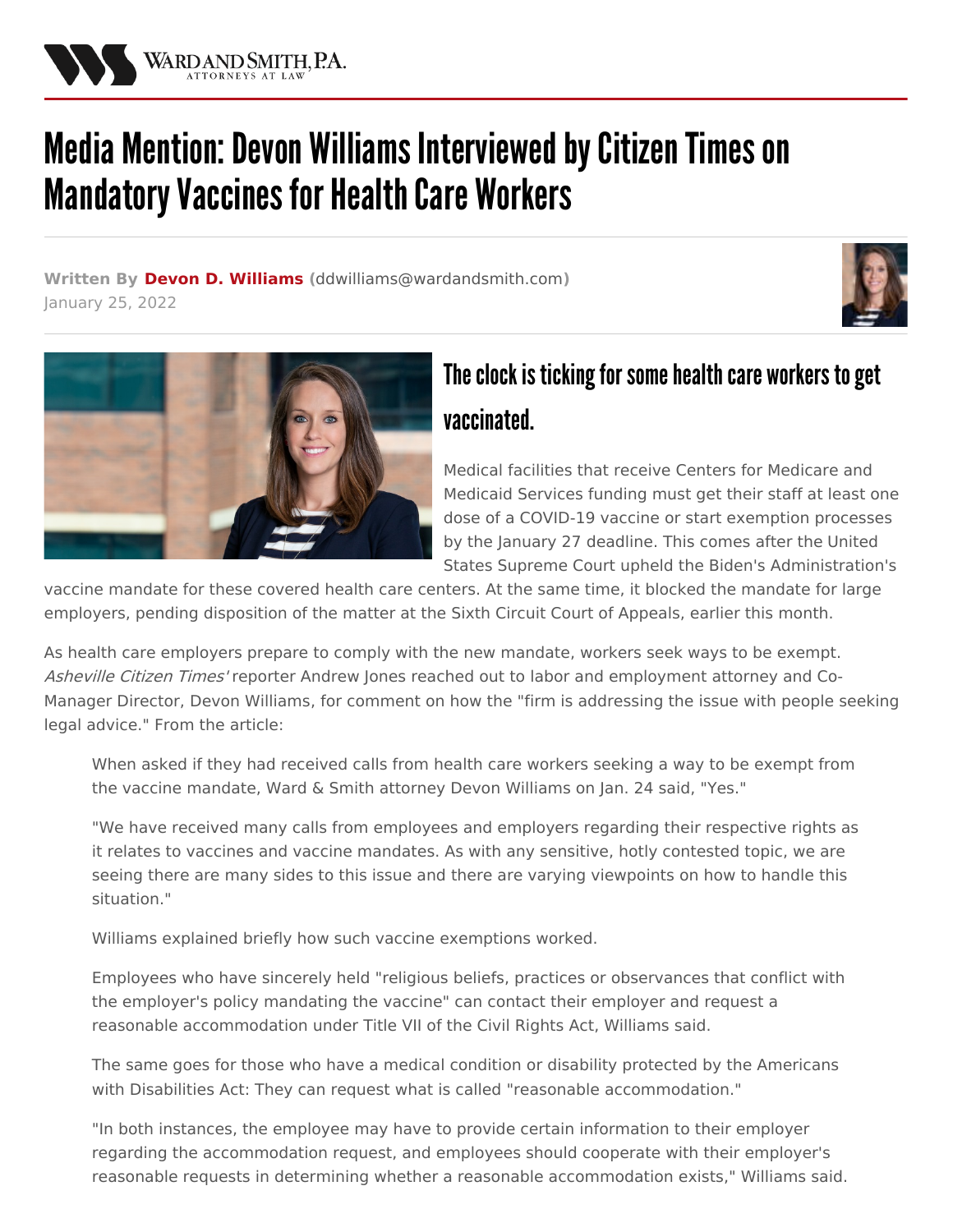# Media Mention: Devon Williams Interviewed by Citizen Times on Mandatory Vaccines for Health Care Workers

**Written By Devon D. Williams** (ddwilliams@wardandsmith.com)
January 25, 2022

## The clock is ticking for some health care workers to get vaccinated.

Medical facilities that receive Centers for Medicare and Medicaid Services funding must get their staff at least one dose of a COVID-19 vaccine or start exemption processes by the January 27 deadline. This comes after the United States Supreme Court upheld the Biden's Administration's vaccine mandate for these covered health care centers. At the same time, it blocked the mandate for large employers, pending disposition of the matter at the Sixth Circuit Court of Appeals, earlier this month.

As health care employers prepare to comply with the new mandate, workers seek ways to be exempt. *Asheville Citizen Times'* reporter Andrew Jones reached out to labor and employment attorney and Co-Manager Director, Devon Williams, for comment on how the "firm is addressing the issue with people seeking legal advice." From the article:

> When asked if they had received calls from health care workers seeking a way to be exempt from the vaccine mandate, Ward & Smith attorney Devon Williams on Jan. 24 said, "Yes."
>
> "We have received many calls from employees and employers regarding their respective rights as it relates to vaccines and vaccine mandates. As with any sensitive, hotly contested topic, we are seeing there are many sides to this issue and there are varying viewpoints on how to handle this situation."
>
> Williams explained briefly how such vaccine exemptions worked.
>
> Employees who have sincerely held "religious beliefs, practices or observances that conflict with the employer's policy mandating the vaccine" can contact their employer and request a reasonable accommodation under Title VII of the Civil Rights Act, Williams said.
>
> The same goes for those who have a medical condition or disability protected by the Americans with Disabilities Act: They can request what is called "reasonable accommodation."
>
> "In both instances, the employee may have to provide certain information to their employer regarding the accommodation request, and employees should cooperate with their employer's reasonable requests in determining whether a reasonable accommodation exists," Williams said.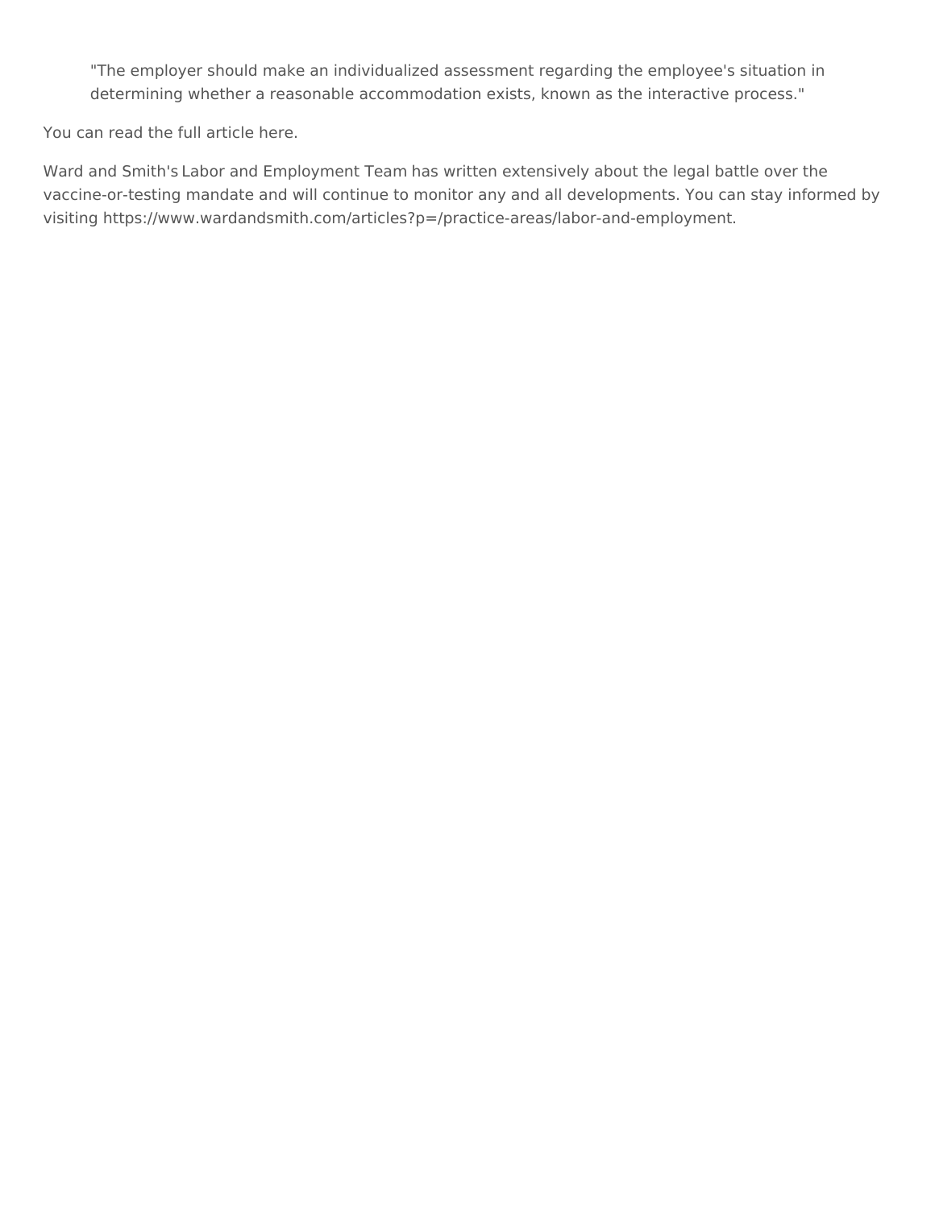> "The employer should make an individualized assessment regarding the employee's situation in determining whether a reasonable accommodation exists, known as the interactive process."

You can read the full article here.

Ward and Smith's Labor and Employment Team has written extensively about the legal battle over the vaccine-or-testing mandate and will continue to monitor any and all developments. You can stay informed by visiting https://www.wardandsmith.com/articles?p=/practice-areas/labor-and-employment.